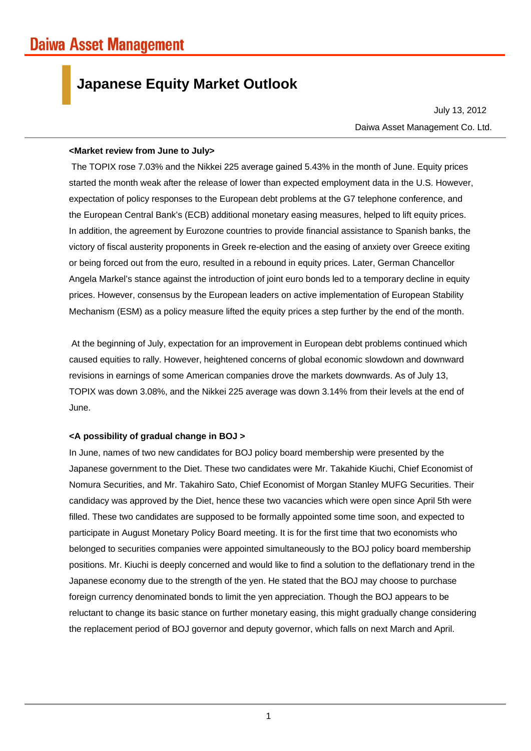Daiwa Asset Management

# Japanese Equity Market Outlook

July 13, 2012

Daiwa Asset Management Co. Ltd.

**<Market review from June to July>**

The TOPIX rose 7.03% and the Nikkei 225 average gained 5.43% in the month of June. Equity prices started the month weak after the release of lower than expected employment data in the U.S. However, expectation of policy responses to the European debt problems at the G7 telephone conference, and the European Central Bank's (ECB) additional monetary easing measures, helped to lift equity prices. In addition, the agreement by Eurozone countries to provide financial assistance to Spanish banks, the victory of fiscal austerity proponents in Greek re-election and the easing of anxiety over Greece exiting or being forced out from the euro, resulted in a rebound in equity prices. Later, German Chancellor Angela Markel's stance against the introduction of joint euro bonds led to a temporary decline in equity prices. However, consensus by the European leaders on active implementation of European Stability Mechanism (ESM) as a policy measure lifted the equity prices a step further by the end of the month.

At the beginning of July, expectation for an improvement in European debt problems continued which caused equities to rally. However, heightened concerns of global economic slowdown and downward revisions in earnings of some American companies drove the markets downwards. As of July 13, TOPIX was down 3.08%, and the Nikkei 225 average was down 3.14% from their levels at the end of June.

**<A possibility of gradual change in BOJ >**

In June, names of two new candidates for BOJ policy board membership were presented by the Japanese government to the Diet. These two candidates were Mr. Takahide Kiuchi, Chief Economist of Nomura Securities, and Mr. Takahiro Sato, Chief Economist of Morgan Stanley MUFG Securities. Their candidacy was approved by the Diet, hence these two vacancies which were open since April 5th were filled. These two candidates are supposed to be formally appointed some time soon, and expected to participate in August Monetary Policy Board meeting. It is for the first time that two economists who belonged to securities companies were appointed simultaneously to the BOJ policy board membership positions. Mr. Kiuchi is deeply concerned and would like to find a solution to the deflationary trend in the Japanese economy due to the strength of the yen. He stated that the BOJ may choose to purchase foreign currency denominated bonds to limit the yen appreciation. Though the BOJ appears to be reluctant to change its basic stance on further monetary easing, this might gradually change considering the replacement period of BOJ governor and deputy governor, which falls on next March and April.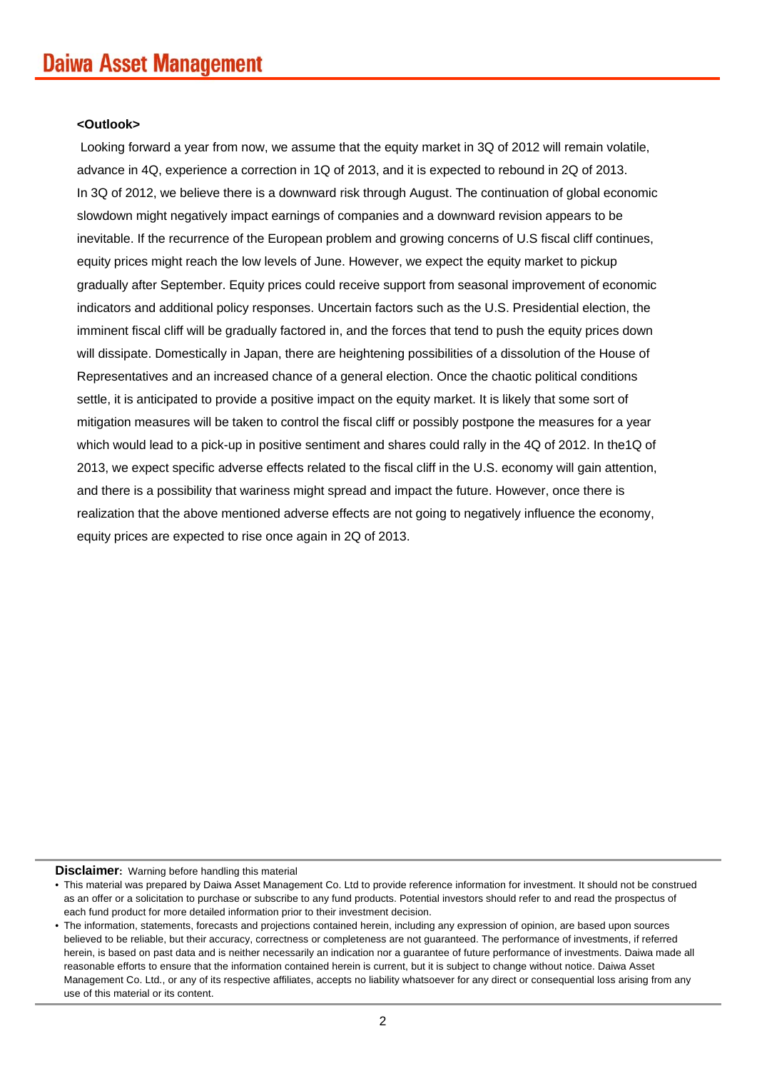**<Outlook>**

Looking forward a year from now, we assume that the equity market in 3Q of 2012 will remain volatile, advance in 4Q, experience a correction in 1Q of 2013, and it is expected to rebound in 2Q of 2013. In 3Q of 2012, we believe there is a downward risk through August. The continuation of global economic slowdown might negatively impact earnings of companies and a downward revision appears to be inevitable. If the recurrence of the European problem and growing concerns of U.S fiscal cliff continues, equity prices might reach the low levels of June. However, we expect the equity market to pickup gradually after September. Equity prices could receive support from seasonal improvement of economic indicators and additional policy responses. Uncertain factors such as the U.S. Presidential election, the imminent fiscal cliff will be gradually factored in, and the forces that tend to push the equity prices down will dissipate. Domestically in Japan, there are heightening possibilities of a dissolution of the House of Representatives and an increased chance of a general election. Once the chaotic political conditions settle, it is anticipated to provide a positive impact on the equity market. It is likely that some sort of mitigation measures will be taken to control the fiscal cliff or possibly postpone the measures for a year which would lead to a pick-up in positive sentiment and shares could rally in the 4Q of 2012. In the1Q of 2013, we expect specific adverse effects related to the fiscal cliff in the U.S. economy will gain attention, and there is a possibility that wariness might spread and impact the future. However, once there is realization that the above mentioned adverse effects are not going to negatively influence the economy, equity prices are expected to rise once again in 2Q of 2013.

**Disclaimer:** Warning before handling this material

- This material was prepared by Daiwa Asset Management Co. Ltd to provide reference information for investment. It should not be construed as an offer or a solicitation to purchase or subscribe to any fund products. Potential investors should refer to and read the prospectus of each fund product for more detailed information prior to their investment decision.
- The information, statements, forecasts and projections contained herein, including any expression of opinion, are based upon sources believed to be reliable, but their accuracy, correctness or completeness are not guaranteed. The performance of investments, if referred herein, is based on past data and is neither necessarily an indication nor a guarantee of future performance of investments. Daiwa made all reasonable efforts to ensure that the information contained herein is current, but it is subject to change without notice. Daiwa Asset Management Co. Ltd., or any of its respective affiliates, accepts no liability whatsoever for any direct or consequential loss arising from any use of this material or its content.